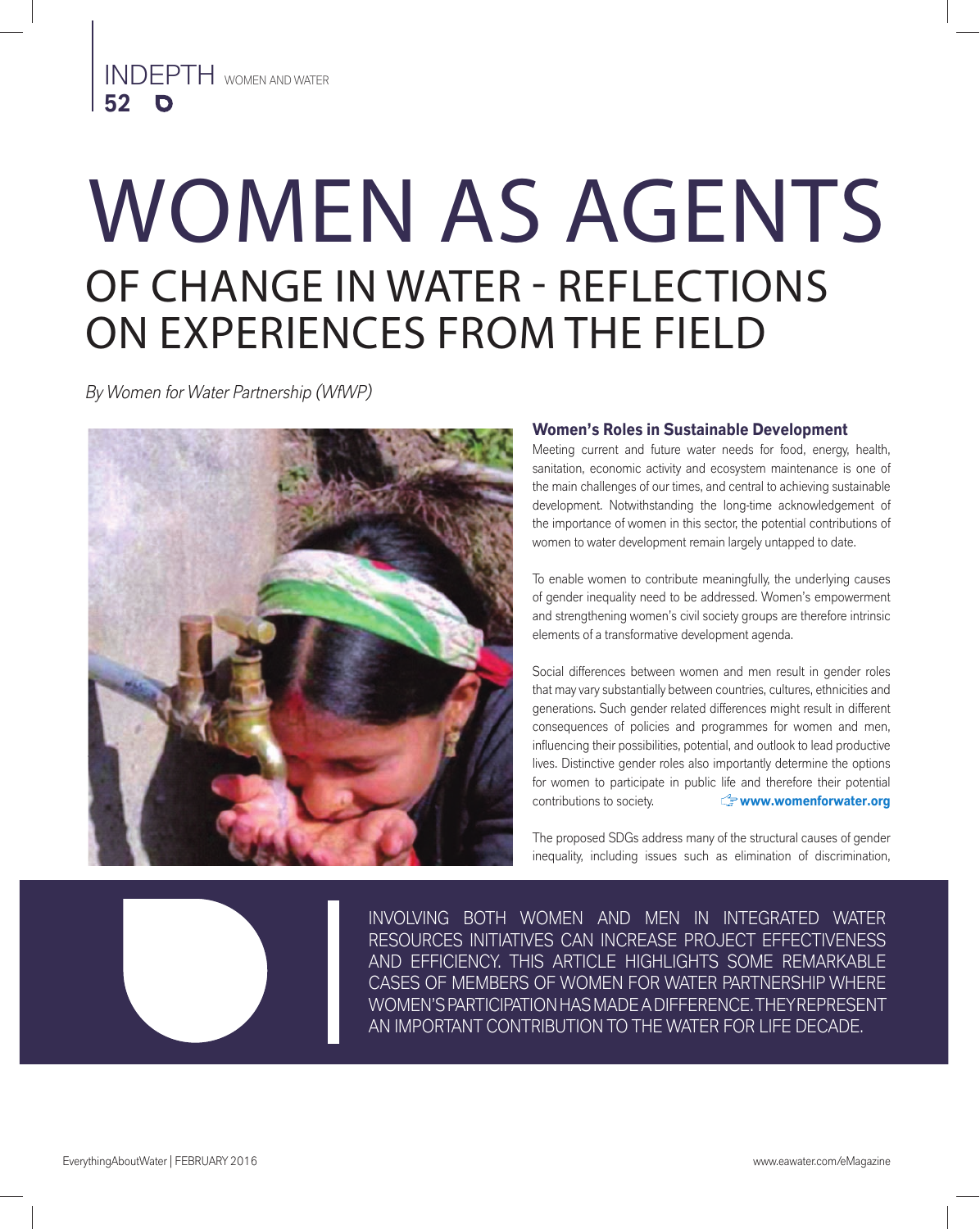# WOMEN AS AGENTS OF CHANGE IN WATER - REFLECTIONS ON EXPERIENCES FROM THE FIELD

*By Women for Water Partnership (WfWP)*

### Women's Roles in Sustainable Development

Meeting current and future water needs for food, energy, health, sanitation, economic activity and ecosystem maintenance is one of the main challenges of our times, and central to achieving sustainable development. Notwithstanding the long-time acknowledgement of the importance of women in this sector, the potential contributions of women to water development remain largely untapped to date.

To enable women to contribute meaningfully, the underlying causes of gender inequality need to be addressed. Women's empowerment and strengthening women's civil society groups are therefore intrinsic elements of a transformative development agenda.

Social differences between women and men result in gender roles that may vary substantially between countries, cultures, ethnicities and generations. Such gender related differences might result in different consequences of policies and programmes for women and men, influencing their possibilities, potential, and outlook to lead productive lives. Distinctive gender roles also importantly determine the options for women to participate in public life and therefore their potential contributions to society.

☞ **www.womenforwater.org**

The proposed SDGs address many of the structural causes of gender inequality, including issues such as elimination of discrimination,

INVOLVING BOTH WOMEN AND MEN IN INTEGRATED WATER RESOURCES INITIATIVES CAN INCREASE PROJECT EFFECTIVENESS AND EFFICIENCY. THIS ARTICLE HIGHLIGHTS SOME REMARKABLE CASES OF MEMBERS OF WOMEN FOR WATER PARTNERSHIP WHERE WOMEN'S PARTICIPATION HAS MADE A DIFFERENCE. THEY REPRESENT AN IMPORTANT CONTRIBUTION TO THE WATER FOR LIFE DECADE.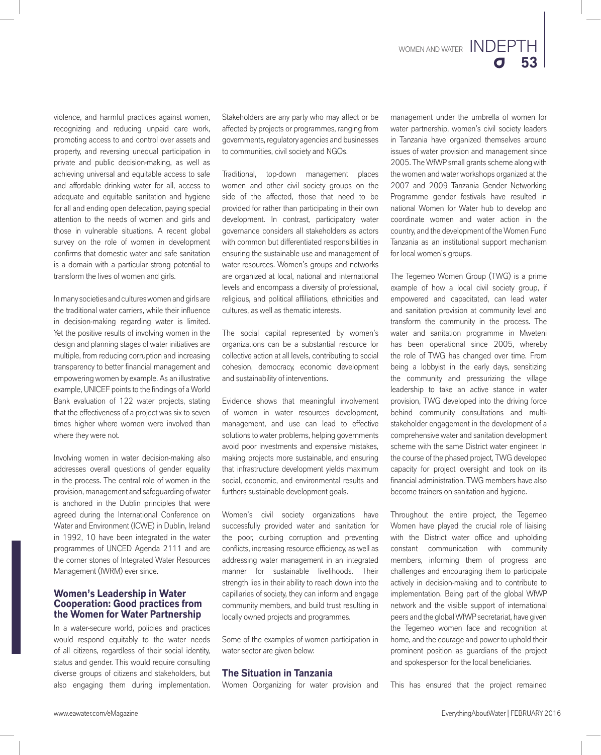violence, and harmful practices against women, recognizing and reducing unpaid care work, promoting access to and control over assets and property, and reversing unequal participation in private and public decision-making, as well as achieving universal and equitable access to safe and affordable drinking water for all, access to adequate and equitable sanitation and hygiene for all and ending open defecation, paying special attention to the needs of women and girls and those in vulnerable situations. A recent global survey on the role of women in development confirms that domestic water and safe sanitation is a domain with a particular strong potential to transform the lives of women and girls.

In many societies and cultures women and girls are the traditional water carriers, while their influence in decision-making regarding water is limited. Yet the positive results of involving women in the design and planning stages of water initiatives are multiple, from reducing corruption and increasing transparency to better financial management and empowering women by example. As an illustrative example, UNICEF points to the findings of a World Bank evaluation of 122 water projects, stating that the effectiveness of a project was six to seven times higher where women were involved than where they were not.

Involving women in water decision-making also addresses overall questions of gender equality in the process. The central role of women in the provision, management and safeguarding of water is anchored in the Dublin principles that were agreed during the International Conference on Water and Environment (ICWE) in Dublin, Ireland in 1992, 10 have been integrated in the water programmes of UNCED Agenda 2111 and are the corner stones of Integrated Water Resources Management (IWRM) ever since.

## Women's Leadership in Water Cooperation: Good practices from the Women for Water Partnership

In a water-secure world, policies and practices would respond equitably to the water needs of all citizens, regardless of their social identity, status and gender. This would require consulting diverse groups of citizens and stakeholders, but also engaging them during implementation. Stakeholders are any party who may affect or be affected by projects or programmes, ranging from governments, regulatory agencies and businesses to communities, civil society and NGOs.

Traditional, top-down management places women and other civil society groups on the side of the affected, those that need to be provided for rather than participating in their own development. In contrast, participatory water governance considers all stakeholders as actors with common but differentiated responsibilities in ensuring the sustainable use and management of water resources. Women's groups and networks are organized at local, national and international levels and encompass a diversity of professional, religious, and political affiliations, ethnicities and cultures, as well as thematic interests.

The social capital represented by women's organizations can be a substantial resource for collective action at all levels, contributing to social cohesion, democracy, economic development and sustainability of interventions.

Evidence shows that meaningful involvement of women in water resources development, management, and use can lead to effective solutions to water problems, helping governments avoid poor investments and expensive mistakes, making projects more sustainable, and ensuring that infrastructure development yields maximum social, economic, and environmental results and furthers sustainable development goals.

Women's civil society organizations have successfully provided water and sanitation for the poor, curbing corruption and preventing conflicts, increasing resource efficiency, as well as addressing water management in an integrated manner for sustainable livelihoods. Their strength lies in their ability to reach down into the capillaries of society, they can inform and engage community members, and build trust resulting in locally owned projects and programmes.

Some of the examples of women participation in water sector are given below:

## The Situation in Tanzania

Women Oorganizing for water provision and management under the umbrella of women for water partnership, women's civil society leaders in Tanzania have organized themselves around issues of water provision and management since 2005. The WfWP small grants scheme along with the women and water workshops organized at the 2007 and 2009 Tanzania Gender Networking Programme gender festivals have resulted in national Women for Water hub to develop and coordinate women and water action in the country, and the development of the Women Fund Tanzania as an institutional support mechanism for local women's groups.

The Tegemeo Women Group (TWG) is a prime example of how a local civil society group, if empowered and capacitated, can lead water and sanitation provision at community level and transform the community in the process. The water and sanitation programme in Mweteni has been operational since 2005, whereby the role of TWG has changed over time. From being a lobbyist in the early days, sensitizing the community and pressurizing the village leadership to take an active stance in water provision, TWG developed into the driving force behind community consultations and multi-stakeholder engagement in the development of a comprehensive water and sanitation development scheme with the same District water engineer. In the course of the phased project, TWG developed capacity for project oversight and took on its financial administration. TWG members have also become trainers on sanitation and hygiene.

Throughout the entire project, the Tegemeo Women have played the crucial role of liaising with the District water office and upholding constant communication with community members, informing them of progress and challenges and encouraging them to participate actively in decision-making and to contribute to implementation. Being part of the global WfWP network and the visible support of international peers and the global WfWP secretariat, have given the Tegemeo women face and recognition at home, and the courage and power to uphold their prominent position as guardians of the project and spokesperson for the local beneficiaries.

This has ensured that the project remained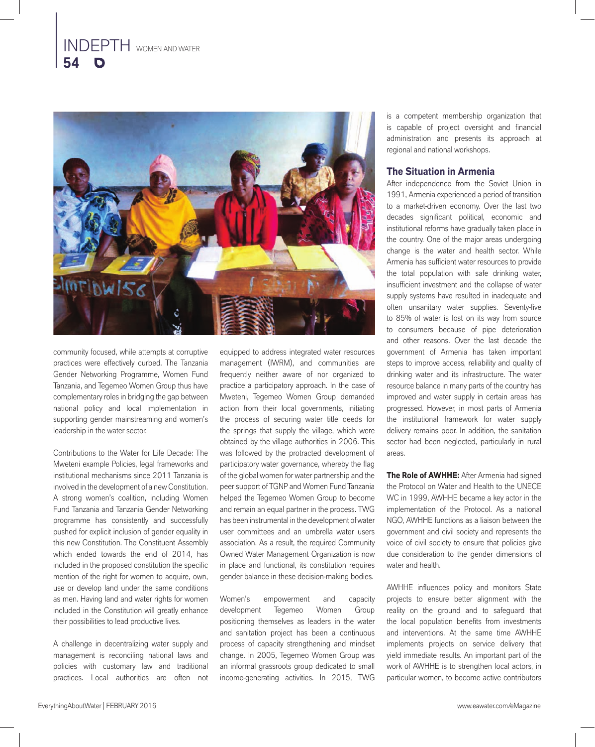community focused, while attempts at corruptive practices were effectively curbed. The Tanzania Gender Networking Programme, Women Fund Tanzania, and Tegemeo Women Group thus have complementary roles in bridging the gap between national policy and local implementation in supporting gender mainstreaming and women's leadership in the water sector.

Contributions to the Water for Life Decade: The Mweteni example Policies, legal frameworks and institutional mechanisms since 2011 Tanzania is involved in the development of a new Constitution. A strong women's coalition, including Women Fund Tanzania and Tanzania Gender Networking programme has consistently and successfully pushed for explicit inclusion of gender equality in this new Constitution. The Constituent Assembly which ended towards the end of 2014, has included in the proposed constitution the specific mention of the right for women to acquire, own, use or develop land under the same conditions as men. Having land and water rights for women included in the Constitution will greatly enhance their possibilities to lead productive lives.

A challenge in decentralizing water supply and management is reconciling national laws and policies with customary law and traditional practices. Local authorities are often not equipped to address integrated water resources management (IWRM), and communities are frequently neither aware of nor organized to practice a participatory approach. In the case of Mweteni, Tegemeo Women Group demanded action from their local governments, initiating the process of securing water title deeds for the springs that supply the village, which were obtained by the village authorities in 2006. This was followed by the protracted development of participatory water governance, whereby the flag of the global women for water partnership and the peer support of TGNP and Women Fund Tanzania helped the Tegemeo Women Group to become and remain an equal partner in the process. TWG has been instrumental in the development of water user committees and an umbrella water users association. As a result, the required Community Owned Water Management Organization is now in place and functional, its constitution requires gender balance in these decision-making bodies.

Women's empowerment and capacity development Tegemeo Women Group positioning themselves as leaders in the water and sanitation project has been a continuous process of capacity strengthening and mindset change. In 2005, Tegemeo Women Group was an informal grassroots group dedicated to small income-generating activities. In 2015, TWG is a competent membership organization that is capable of project oversight and financial administration and presents its approach at regional and national workshops.

## The Situation in Armenia

After independence from the Soviet Union in 1991, Armenia experienced a period of transition to a market-driven economy. Over the last two decades significant political, economic and institutional reforms have gradually taken place in the country. One of the major areas undergoing change is the water and health sector. While Armenia has sufficient water resources to provide the total population with safe drinking water, insufficient investment and the collapse of water supply systems have resulted in inadequate and often unsanitary water supplies. Seventy-five to 85% of water is lost on its way from source to consumers because of pipe deterioration and other reasons. Over the last decade the government of Armenia has taken important steps to improve access, reliability and quality of drinking water and its infrastructure. The water resource balance in many parts of the country has improved and water supply in certain areas has progressed. However, in most parts of Armenia the institutional framework for water supply delivery remains poor. In addition, the sanitation sector had been neglected, particularly in rural areas.

**The Role of AWHHE:** After Armenia had signed the Protocol on Water and Health to the UNECE WC in 1999, AWHHE became a key actor in the implementation of the Protocol. As a national NGO, AWHHE functions as a liaison between the government and civil society and represents the voice of civil society to ensure that policies give due consideration to the gender dimensions of water and health.

AWHHE influences policy and monitors State projects to ensure better alignment with the reality on the ground and to safeguard that the local population benefits from investments and interventions. At the same time AWHHE implements projects on service delivery that yield immediate results. An important part of the work of AWHHE is to strengthen local actors, in particular women, to become active contributors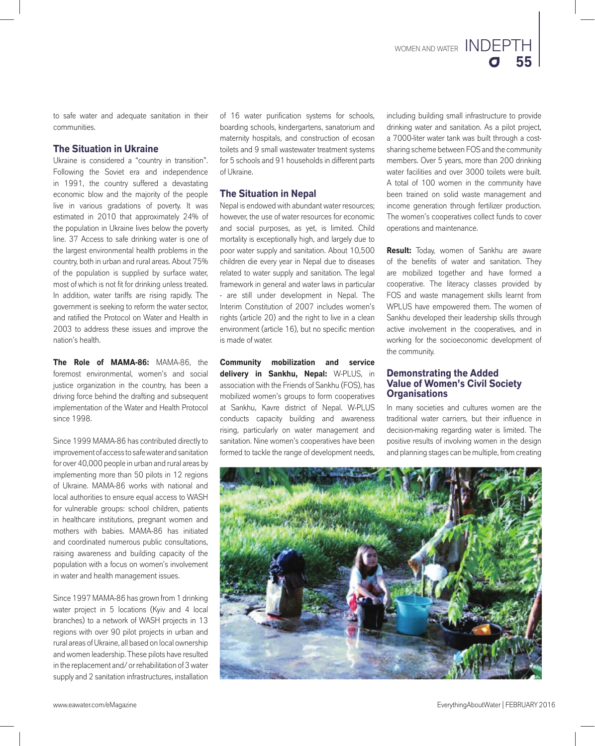to safe water and adequate sanitation in their communities.

## The Situation in Ukraine

Ukraine is considered a "country in transition". Following the Soviet era and independence in 1991, the country suffered a devastating economic blow and the majority of the people live in various gradations of poverty. It was estimated in 2010 that approximately 24% of the population in Ukraine lives below the poverty line. 37 Access to safe drinking water is one of the largest environmental health problems in the country, both in urban and rural areas. About 75% of the population is supplied by surface water, most of which is not fit for drinking unless treated. In addition, water tariffs are rising rapidly. The government is seeking to reform the water sector, and ratified the Protocol on Water and Health in 2003 to address these issues and improve the nation's health.

**The Role of MAMA-86:** MAMA-86, the foremost environmental, women's and social justice organization in the country, has been a driving force behind the drafting and subsequent implementation of the Water and Health Protocol since 1998.

Since 1999 MAMA-86 has contributed directly to improvement of access to safe water and sanitation for over 40,000 people in urban and rural areas by implementing more than 50 pilots in 12 regions of Ukraine. MAMA-86 works with national and local authorities to ensure equal access to WASH for vulnerable groups: school children, patients in healthcare institutions, pregnant women and mothers with babies. MAMA-86 has initiated and coordinated numerous public consultations, raising awareness and building capacity of the population with a focus on women's involvement in water and health management issues.

Since 1997 MAMA-86 has grown from 1 drinking water project in 5 locations (Kyiv and 4 local branches) to a network of WASH projects in 13 regions with over 90 pilot projects in urban and rural areas of Ukraine, all based on local ownership and women leadership. These pilots have resulted in the replacement and/ or rehabilitation of 3 water supply and 2 sanitation infrastructures, installation of 16 water purification systems for schools, boarding schools, kindergartens, sanatorium and maternity hospitals, and construction of ecosan toilets and 9 small wastewater treatment systems for 5 schools and 91 households in different parts of Ukraine.

## The Situation in Nepal

Nepal is endowed with abundant water resources; however, the use of water resources for economic and social purposes, as yet, is limited. Child mortality is exceptionally high, and largely due to poor water supply and sanitation. About 10,500 children die every year in Nepal due to diseases related to water supply and sanitation. The legal framework in general and water laws in particular - are still under development in Nepal. The Interim Constitution of 2007 includes women's rights (article 20) and the right to live in a clean environment (article 16), but no specific mention is made of water.

**Community mobilization and service delivery in Sankhu, Nepal:** W-PLUS, in association with the Friends of Sankhu (FOS), has mobilized women's groups to form cooperatives at Sankhu, Kavre district of Nepal. W-PLUS conducts capacity building and awareness rising, particularly on water management and sanitation. Nine women's cooperatives have been formed to tackle the range of development needs, including building small infrastructure to provide drinking water and sanitation. As a pilot project, a 7000-liter water tank was built through a cost-sharing scheme between FOS and the community members. Over 5 years, more than 200 drinking water facilities and over 3000 toilets were built. A total of 100 women in the community have been trained on solid waste management and income generation through fertilizer production. The women's cooperatives collect funds to cover operations and maintenance.

**Result:** Today, women of Sankhu are aware of the benefits of water and sanitation. They are mobilized together and have formed a cooperative. The literacy classes provided by FOS and waste management skills learnt from WPLUS have empowered them. The women of Sankhu developed their leadership skills through active involvement in the cooperatives, and in working for the socioeconomic development of the community.

## Demonstrating the Added Value of Women's Civil Society Organisations

In many societies and cultures women are the traditional water carriers, but their influence in decision-making regarding water is limited. The positive results of involving women in the design and planning stages can be multiple, from creating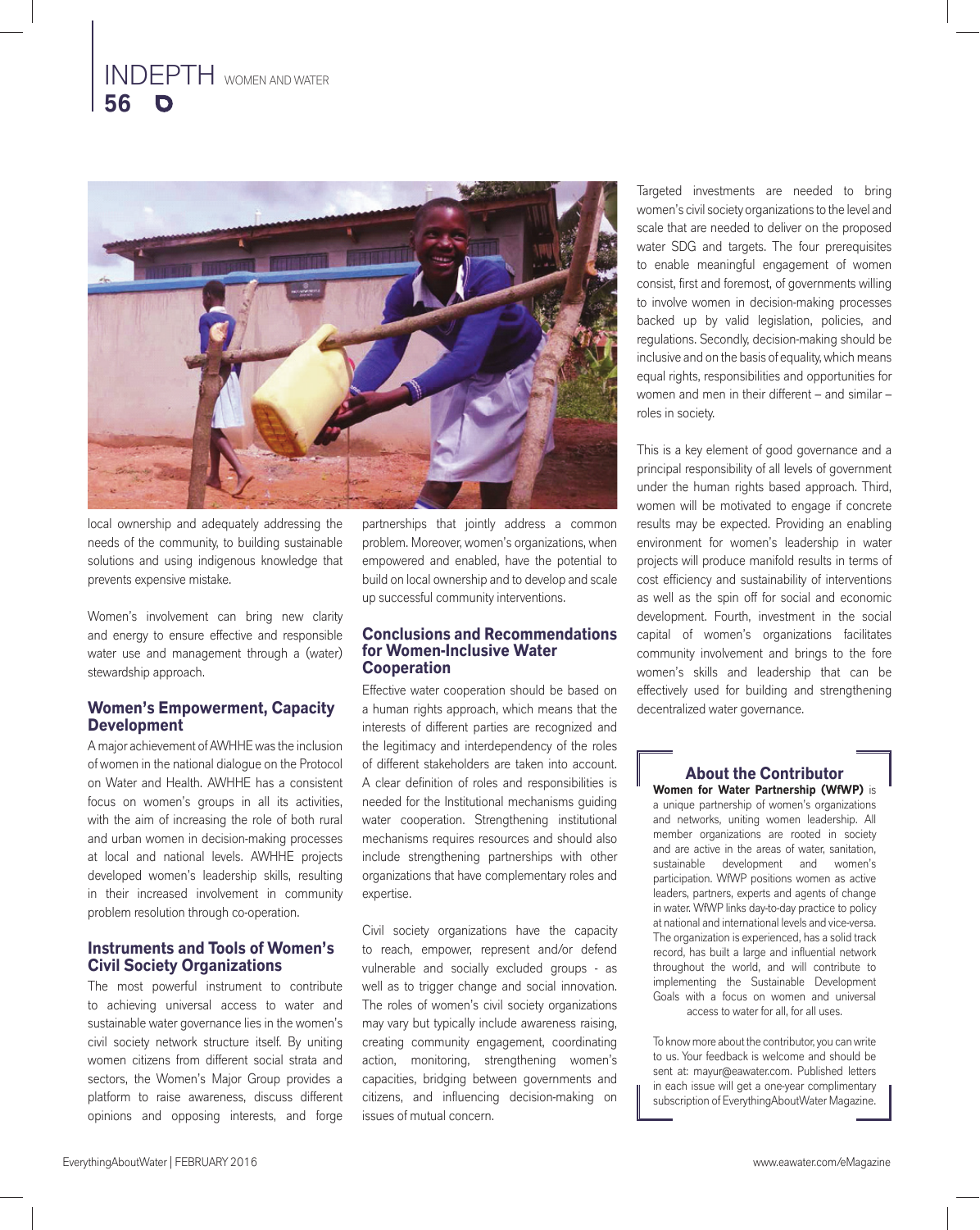local ownership and adequately addressing the needs of the community, to building sustainable solutions and using indigenous knowledge that prevents expensive mistake.

Women's involvement can bring new clarity and energy to ensure effective and responsible water use and management through a (water) stewardship approach.

## Women's Empowerment, Capacity Development

A major achievement of AWHHE was the inclusion of women in the national dialogue on the Protocol on Water and Health. AWHHE has a consistent focus on women's groups in all its activities, with the aim of increasing the role of both rural and urban women in decision-making processes at local and national levels. AWHHE projects developed women's leadership skills, resulting in their increased involvement in community problem resolution through co-operation.

## Instruments and Tools of Women's Civil Society Organizations

The most powerful instrument to contribute to achieving universal access to water and sustainable water governance lies in the women's civil society network structure itself. By uniting women citizens from different social strata and sectors, the Women's Major Group provides a platform to raise awareness, discuss different opinions and opposing interests, and forge partnerships that jointly address a common problem. Moreover, women's organizations, when empowered and enabled, have the potential to build on local ownership and to develop and scale up successful community interventions.

## Conclusions and Recommendations for Women-Inclusive Water Cooperation

Effective water cooperation should be based on a human rights approach, which means that the interests of different parties are recognized and the legitimacy and interdependency of the roles of different stakeholders are taken into account. A clear definition of roles and responsibilities is needed for the Institutional mechanisms guiding water cooperation. Strengthening institutional mechanisms requires resources and should also include strengthening partnerships with other organizations that have complementary roles and expertise.

Civil society organizations have the capacity to reach, empower, represent and/or defend vulnerable and socially excluded groups - as well as to trigger change and social innovation. The roles of women's civil society organizations may vary but typically include awareness raising, creating community engagement, coordinating action, monitoring, strengthening women's capacities, bridging between governments and citizens, and influencing decision-making on issues of mutual concern.

Targeted investments are needed to bring women's civil society organizations to the level and scale that are needed to deliver on the proposed water SDG and targets. The four prerequisites to enable meaningful engagement of women consist, first and foremost, of governments willing to involve women in decision-making processes backed up by valid legislation, policies, and regulations. Secondly, decision-making should be inclusive and on the basis of equality, which means equal rights, responsibilities and opportunities for women and men in their different – and similar – roles in society.

This is a key element of good governance and a principal responsibility of all levels of government under the human rights based approach. Third, women will be motivated to engage if concrete results may be expected. Providing an enabling environment for women's leadership in water projects will produce manifold results in terms of cost efficiency and sustainability of interventions as well as the spin off for social and economic development. Fourth, investment in the social capital of women's organizations facilitates community involvement and brings to the fore women's skills and leadership that can be effectively used for building and strengthening decentralized water governance.

### About the Contributor

**Women for Water Partnership (WfWP)** is a unique partnership of women's organizations and networks, uniting women leadership. All member organizations are rooted in society and are active in the areas of water, sanitation, sustainable development and women's participation. WfWP positions women as active leaders, partners, experts and agents of change in water. WfWP links day-to-day practice to policy at national and international levels and vice-versa. The organization is experienced, has a solid track record, has built a large and influential network throughout the world, and will contribute to implementing the Sustainable Development Goals with a focus on women and universal access to water for all, for all uses.

To know more about the contributor, you can write to us. Your feedback is welcome and should be sent at: mayur@eawater.com. Published letters in each issue will get a one-year complimentary subscription of EverythingAboutWater Magazine.